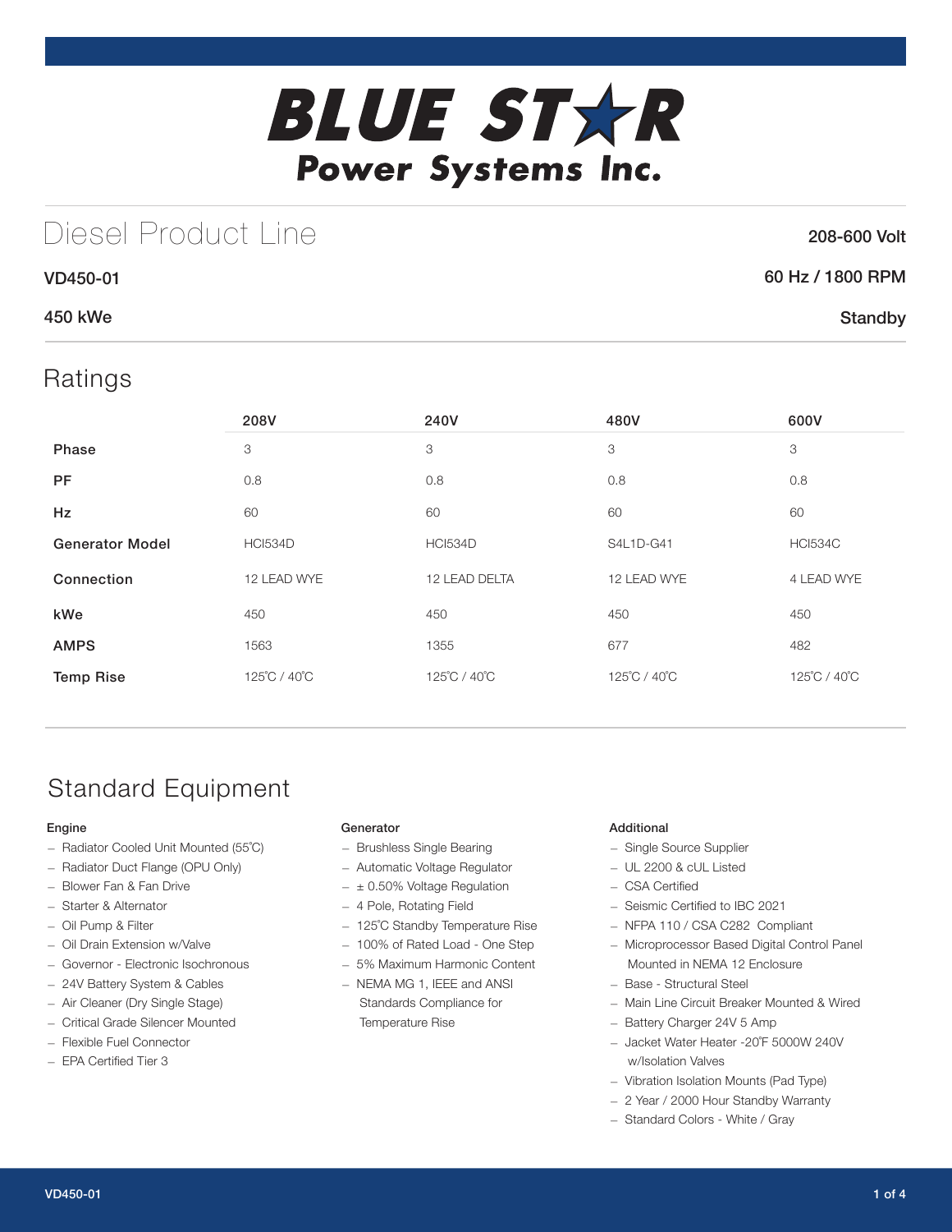# BLUE STAR Power Systems Inc.

## Diesel Product Line

208-600 Volt

**VD450-01**

60 Hz / 1800 RPM

**450 kWe**

Standby

## Ratings

| | 208V | 240V | 480V | 600V |
|---|---|---|---|---|
| **Phase** | 3 | 3 | 3 | 3 |
| **PF** | 0.8 | 0.8 | 0.8 | 0.8 |
| **Hz** | 60 | 60 | 60 | 60 |
| **Generator Model** | HCI534D | HCI534D | S4L1D-G41 | HCI534C |
| **Connection** | 12 LEAD WYE | 12 LEAD DELTA | 12 LEAD WYE | 4 LEAD WYE |
| **kWe** | 450 | 450 | 450 | 450 |
| **AMPS** | 1563 | 1355 | 677 | 482 |
| **Temp Rise** | 125˚C / 40˚C | 125˚C / 40˚C | 125˚C / 40˚C | 125˚C / 40˚C |

## Standard Equipment

### Engine

- Radiator Cooled Unit Mounted (55˚C)
- Radiator Duct Flange (OPU Only)
- Blower Fan & Fan Drive
- Starter & Alternator
- Oil Pump & Filter
- Oil Drain Extension w/Valve
- Governor - Electronic Isochronous
- 24V Battery System & Cables
- Air Cleaner (Dry Single Stage)
- Critical Grade Silencer Mounted
- Flexible Fuel Connector
- EPA Certified Tier 3

### Generator

- Brushless Single Bearing
- Automatic Voltage Regulator
- ± 0.50% Voltage Regulation
- 4 Pole, Rotating Field
- 125˚C Standby Temperature Rise
- 100% of Rated Load - One Step
- 5% Maximum Harmonic Content
- NEMA MG 1, IEEE and ANSI Standards Compliance for Temperature Rise

### Additional

- Single Source Supplier
- UL 2200 & cUL Listed
- CSA Certified
- Seismic Certified to IBC 2021
- NFPA 110 / CSA C282 Compliant
- Microprocessor Based Digital Control Panel Mounted in NEMA 12 Enclosure
- Base - Structural Steel
- Main Line Circuit Breaker Mounted & Wired
- Battery Charger 24V 5 Amp
- Jacket Water Heater -20˚F 5000W 240V w/Isolation Valves
- Vibration Isolation Mounts (Pad Type)
- 2 Year / 2000 Hour Standby Warranty
- Standard Colors - White / Gray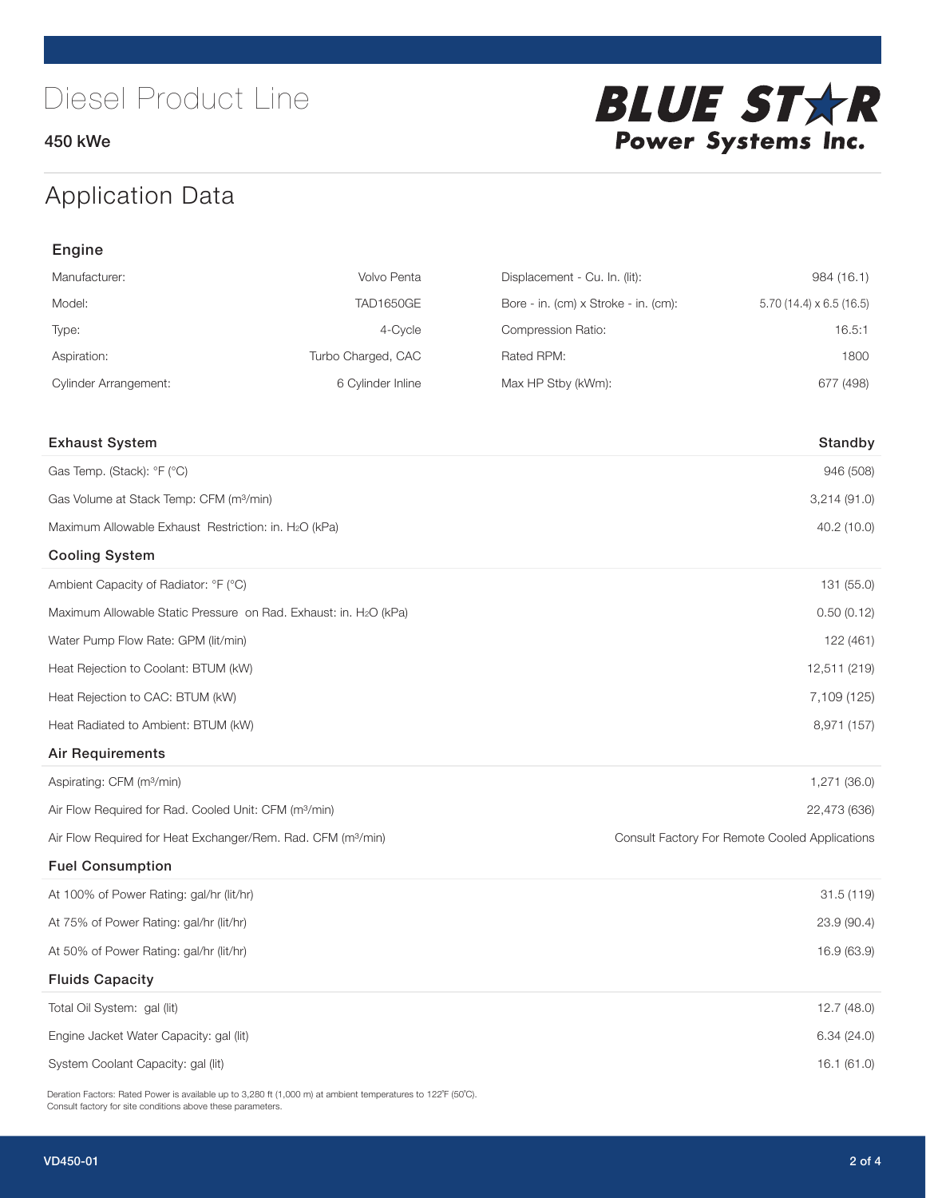# Diesel Product Line

450 kWe

BLUE STAR Power Systems Inc.

## Application Data

### Engine

| | | | |
|---|---|---|---|
| Manufacturer: | Volvo Penta | Displacement - Cu. In. (lit): | 984 (16.1) |
| Model: | TAD1650GE | Bore - in. (cm) x Stroke - in. (cm): | 5.70 (14.4) x 6.5 (16.5) |
| Type: | 4-Cycle | Compression Ratio: | 16.5:1 |
| Aspiration: | Turbo Charged, CAC | Rated RPM: | 1800 |
| Cylinder Arrangement: | 6 Cylinder Inline | Max HP Stby (kWm): | 677 (498) |

| Exhaust System | Standby |
|---|---|
| Gas Temp. (Stack): °F (°C) | 946 (508) |
| Gas Volume at Stack Temp: CFM (m³/min) | 3,214 (91.0) |
| Maximum Allowable Exhaust Restriction: in. $H_2O$ (kPa) | 40.2 (10.0) |
| **Cooling System** | |
| Ambient Capacity of Radiator: °F (°C) | 131 (55.0) |
| Maximum Allowable Static Pressure on Rad. Exhaust: in. $H_2O$ (kPa) | 0.50 (0.12) |
| Water Pump Flow Rate: GPM (lit/min) | 122 (461) |
| Heat Rejection to Coolant: BTUM (kW) | 12,511 (219) |
| Heat Rejection to CAC: BTUM (kW) | 7,109 (125) |
| Heat Radiated to Ambient: BTUM (kW) | 8,971 (157) |
| **Air Requirements** | |
| Aspirating: CFM (m³/min) | 1,271 (36.0) |
| Air Flow Required for Rad. Cooled Unit: CFM (m³/min) | 22,473 (636) |
| Air Flow Required for Heat Exchanger/Rem. Rad. CFM (m³/min) | Consult Factory For Remote Cooled Applications |
| **Fuel Consumption** | |
| At 100% of Power Rating: gal/hr (lit/hr) | 31.5 (119) |
| At 75% of Power Rating: gal/hr (lit/hr) | 23.9 (90.4) |
| At 50% of Power Rating: gal/hr (lit/hr) | 16.9 (63.9) |
| **Fluids Capacity** | |
| Total Oil System: gal (lit) | 12.7 (48.0) |
| Engine Jacket Water Capacity: gal (lit) | 6.34 (24.0) |
| System Coolant Capacity: gal (lit) | 16.1 (61.0) |

Deration Factors: Rated Power is available up to 3,280 ft (1,000 m) at ambient temperatures to 122°F (50°C).
Consult factory for site conditions above these parameters.

VD450-01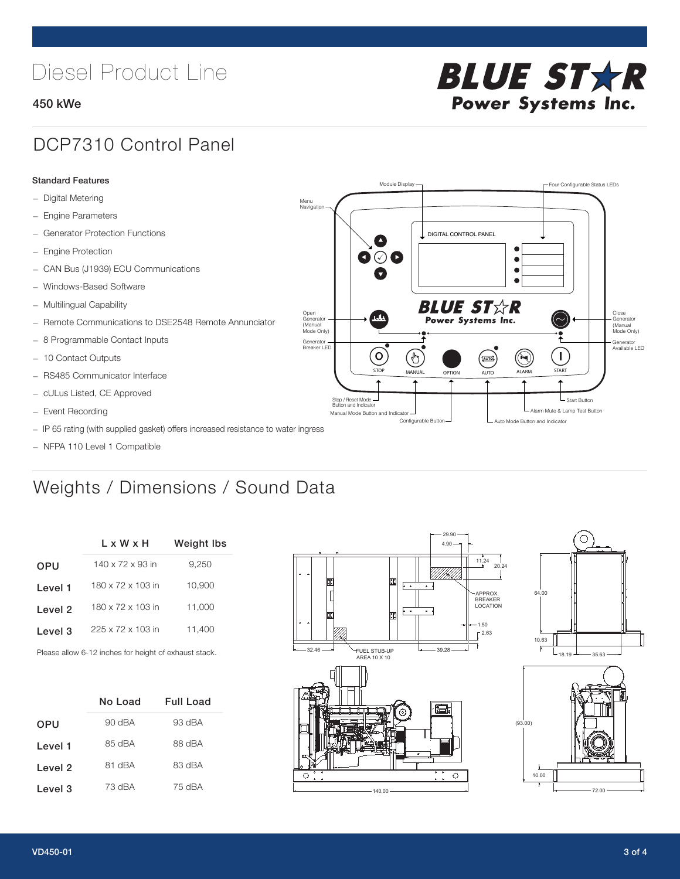# Diesel Product Line

450 kWe

BLUE STAR Power Systems Inc.

## DCP7310 Control Panel

### Standard Features

- Digital Metering
- Engine Parameters
- Generator Protection Functions
- Engine Protection
- CAN Bus (J1939) ECU Communications
- Windows-Based Software
- Multilingual Capability
- Remote Communications to DSE2548 Remote Annunciator
- 8 Programmable Contact Inputs
- 10 Contact Outputs
- RS485 Communicator Interface
- cULus Listed, CE Approved
- Event Recording
- IP 65 rating (with supplied gasket) offers increased resistance to water ingress
- NFPA 110 Level 1 Compatible

## Weights / Dimensions / Sound Data

| | L x W x H | Weight lbs |
|---|---|---|
| OPU | 140 x 72 x 93 in | 9,250 |
| Level 1 | 180 x 72 x 103 in | 10,900 |
| Level 2 | 180 x 72 x 103 in | 11,000 |
| Level 3 | 225 x 72 x 103 in | 11,400 |

Please allow 6-12 inches for height of exhaust stack.

| | No Load | Full Load |
|---|---|---|
| OPU | 90 dBA | 93 dBA |
| Level 1 | 85 dBA | 88 dBA |
| Level 2 | 81 dBA | 83 dBA |
| Level 3 | 73 dBA | 75 dBA |

VD450-01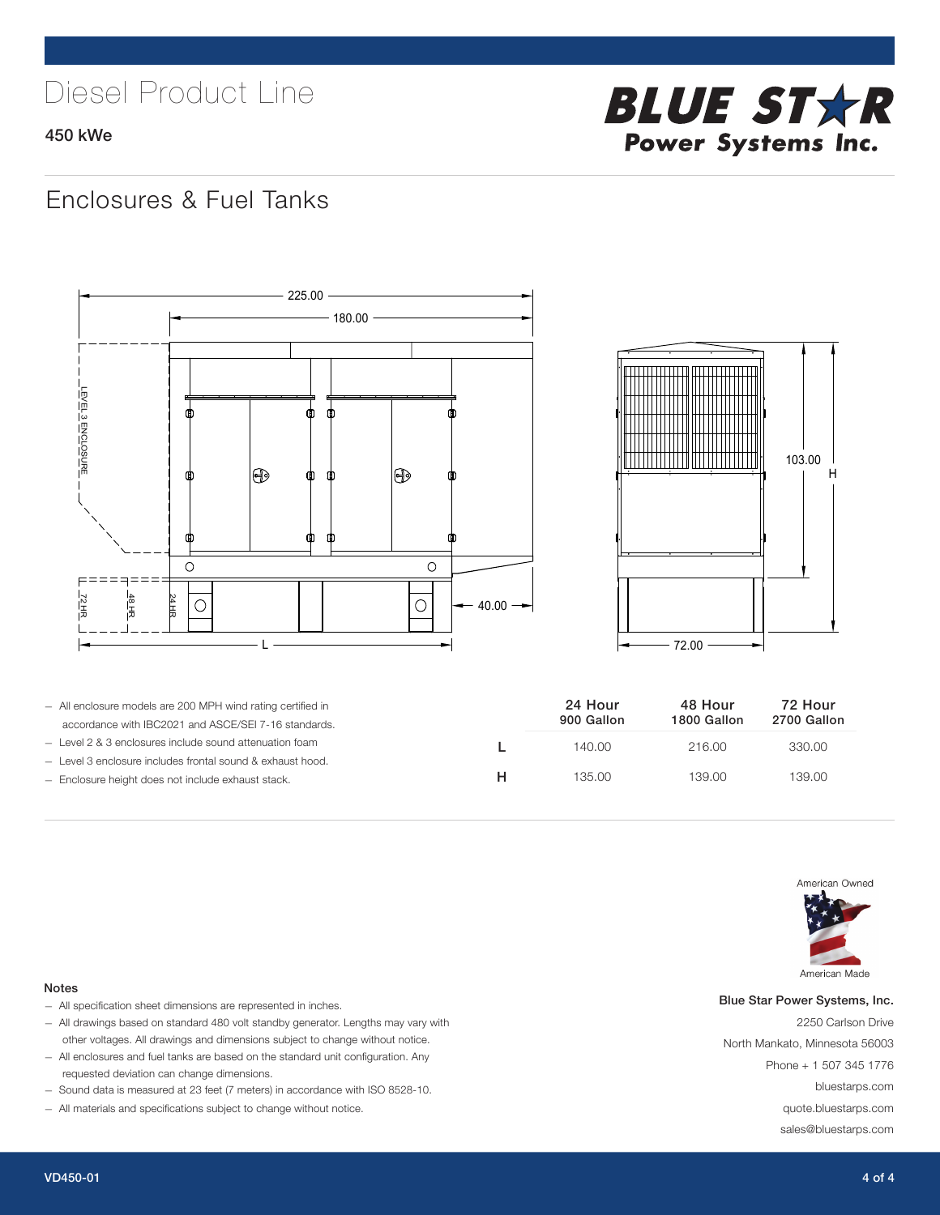# Diesel Product Line

450 kWe

**BLUE STAR Power Systems Inc.**

## Enclosures & Fuel Tanks

225.00
180.00
LEVEL 3 ENCLOSURE
72 HR
48 HR
24 HR
40.00
L
103.00
H
72.00

- All enclosure models are 200 MPH wind rating certified in accordance with IBC2021 and ASCE/SEI 7-16 standards.
- Level 2 & 3 enclosures include sound attenuation foam
- Level 3 enclosure includes frontal sound & exhaust hood.
- Enclosure height does not include exhaust stack.

| | 24 Hour 900 Gallon | 48 Hour 1800 Gallon | 72 Hour 2700 Gallon |
|---|---|---|---|
| L | 140.00 | 216.00 | 330.00 |
| H | 135.00 | 139.00 | 139.00 |

American Owned
American Made

### Notes

- All specification sheet dimensions are represented in inches.
- All drawings based on standard 480 volt standby generator. Lengths may vary with other voltages. All drawings and dimensions subject to change without notice.
- All enclosures and fuel tanks are based on the standard unit configuration. Any requested deviation can change dimensions.
- Sound data is measured at 23 feet (7 meters) in accordance with ISO 8528-10.
- All materials and specifications subject to change without notice.

**Blue Star Power Systems, Inc.**
2250 Carlson Drive
North Mankato, Minnesota 56003
Phone + 1 507 345 1776
bluestarps.com
quote.bluestarps.com
sales@bluestarps.com

VD450-01